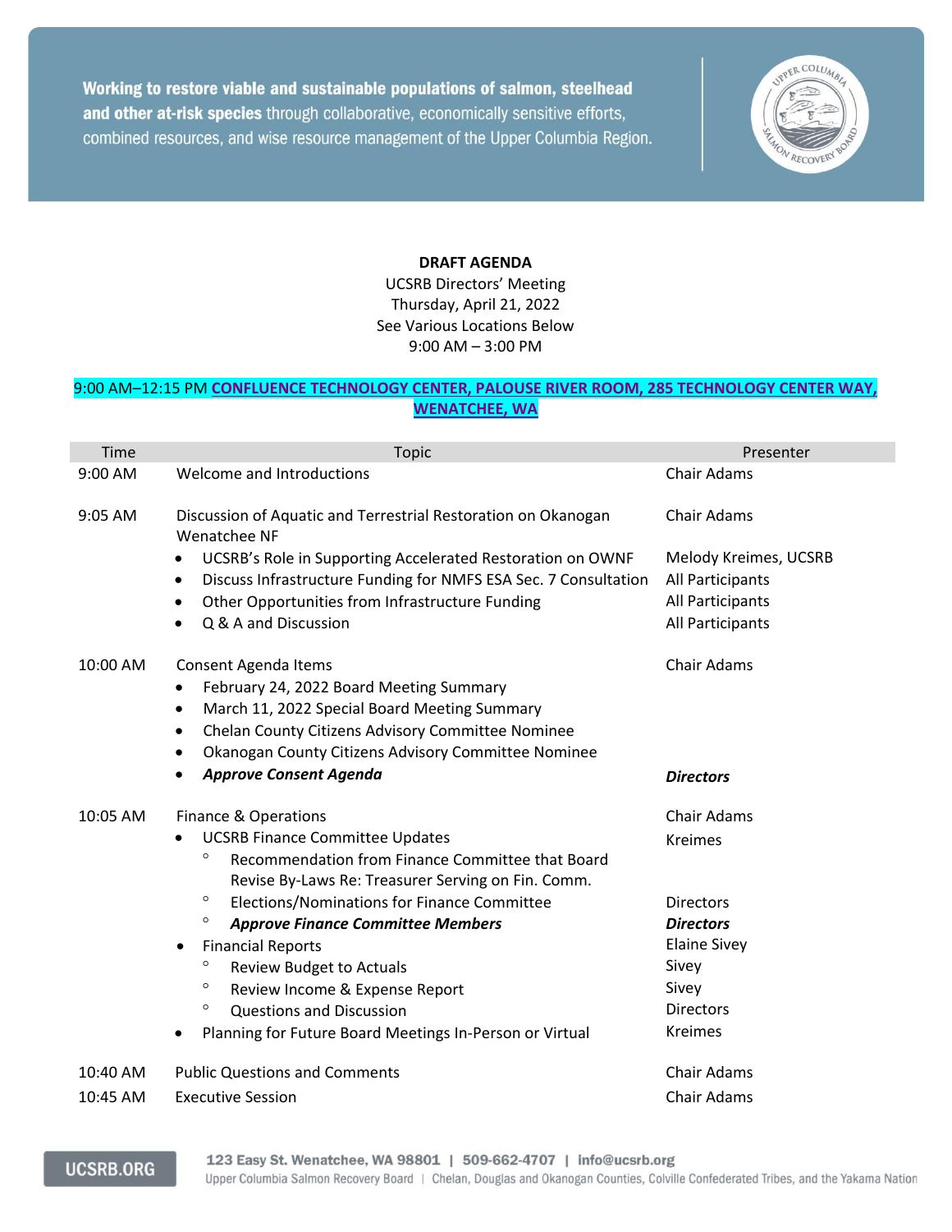Working to restore viable and sustainable populations of salmon, steelhead and other at-risk species through collaborative, economically sensitive efforts, combined resources, and wise resource management of the Upper Columbia Region.

**DRAFT AGENDA**
UCSRB Directors' Meeting
Thursday, April 21, 2022
See Various Locations Below
9:00 AM – 3:00 PM

9:00 AM–12:15 PM **CONFLUENCE TECHNOLOGY CENTER, PALOUSE RIVER ROOM, 285 TECHNOLOGY CENTER WAY, WENATCHEE, WA**

| Time | Topic | Presenter |
|---|---|---|
| 9:00 AM | Welcome and Introductions | Chair Adams |
| 9:05 AM | Discussion of Aquatic and Terrestrial Restoration on Okanogan Wenatchee NF | Chair Adams |
| | • UCSRB's Role in Supporting Accelerated Restoration on OWNF | Melody Kreimes, UCSRB |
| | • Discuss Infrastructure Funding for NMFS ESA Sec. 7 Consultation | All Participants |
| | • Other Opportunities from Infrastructure Funding | All Participants |
| | • Q & A and Discussion | All Participants |
| 10:00 AM | Consent Agenda Items | Chair Adams |
| | • February 24, 2022 Board Meeting Summary | |
| | • March 11, 2022 Special Board Meeting Summary | |
| | • Chelan County Citizens Advisory Committee Nominee | |
| | • Okanogan County Citizens Advisory Committee Nominee | |
| | • ***Approve Consent Agenda*** | ***Directors*** |
| 10:05 AM | Finance & Operations | Chair Adams |
| | • UCSRB Finance Committee Updates | Kreimes |
| | ◦ Recommendation from Finance Committee that Board Revise By-Laws Re: Treasurer Serving on Fin. Comm. | |
| | ◦ Elections/Nominations for Finance Committee | Directors |
| | ◦ ***Approve Finance Committee Members*** | ***Directors*** |
| | • Financial Reports | Elaine Sivey |
| | ◦ Review Budget to Actuals | Sivey |
| | ◦ Review Income & Expense Report | Sivey |
| | ◦ Questions and Discussion | Directors |
| | • Planning for Future Board Meetings In-Person or Virtual | Kreimes |
| 10:40 AM | Public Questions and Comments | Chair Adams |
| 10:45 AM | Executive Session | Chair Adams |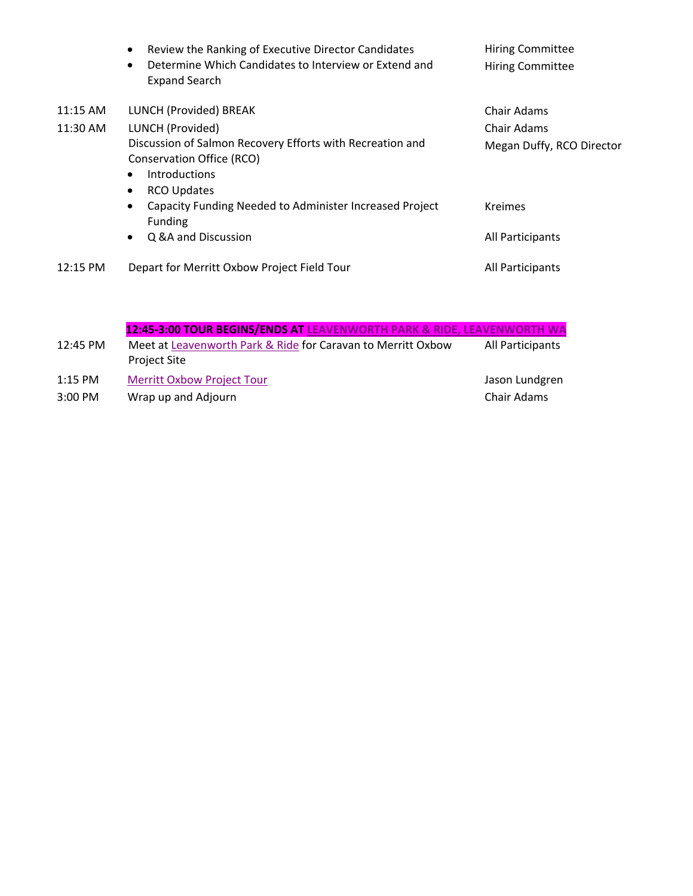| | | |
|---|---|---|
| | • Review the Ranking of Executive Director Candidates | Hiring Committee |
| | • Determine Which Candidates to Interview or Extend and Expand Search | Hiring Committee |
| 11:15 AM | LUNCH (Provided) BREAK | Chair Adams |
| 11:30 AM | LUNCH (Provided) | Chair Adams |
| | Discussion of Salmon Recovery Efforts with Recreation and Conservation Office (RCO) | Megan Duffy, RCO Director |
| | • Introductions | |
| | • RCO Updates | |
| | • Capacity Funding Needed to Administer Increased Project Funding | Kreimes |
| | • Q &A and Discussion | All Participants |
| 12:15 PM | Depart for Merritt Oxbow Project Field Tour | All Participants |

**12:45-3:00 TOUR BEGINS/ENDS AT LEAVENWORTH PARK & RIDE, LEAVENWORTH WA**

| | | |
|---|---|---|
| 12:45 PM | Meet at Leavenworth Park & Ride for Caravan to Merritt Oxbow Project Site | All Participants |
| 1:15 PM | Merritt Oxbow Project Tour | Jason Lundgren |
| 3:00 PM | Wrap up and Adjourn | Chair Adams |